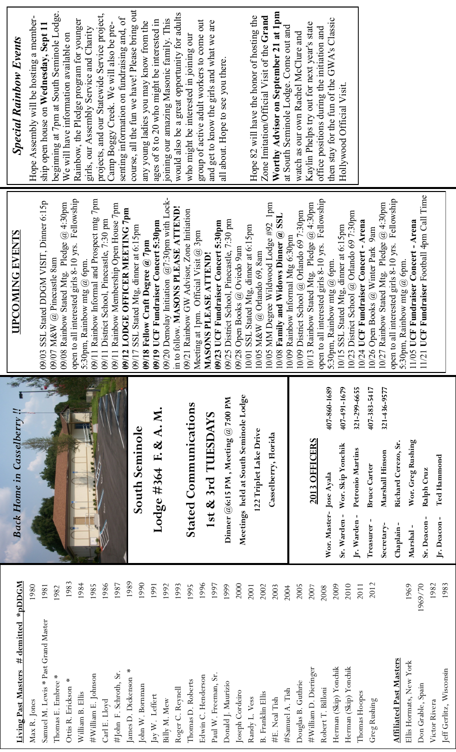## Living Past Masters  # demitted  *pDDGM

| Name | Year |
| --- | --- |
| Max R. Jones | 1980 |
| Samuel M. Lewis * Past Grand Master | 1981 |
| Thomas E. Embree * | 1982 |
| Ottis R. Erickson * | 1983 |
| William B. Ellis | 1984 |
| #William E. Johnson | 1985 |
| Carl E. Lloyd | 1986 |
| #John F. Schroth, Sr. | 1987 |
| James D. Dickenson * | 1989 |
| John W. Bornman | 1990 |
| Jay W. Leffert | 1991 |
| Billy M. Mew | 1992 |
| Roger C. Reynell | 1993 |
| Thomas D. Roberts | 1995 |
| Edwin C. Henderson | 1996 |
| Paul W. Freeman, Sr. | 1997 |
| Donald J. Maurizio | 1999 |
| Joseph Cordeiro | 2000 |
| Randy L. Vess | 2001 |
| B. Franklin Ellis | 2002 |
| #E. Neal Tish | 2003 |
| #Samuel A. Tish | 2004 |
| Douglas B. Guthrie | 2005 |
| #William D. Dieringer | 2007 |
| Robert T. Billoni | 2008 |
| Herman (Skip) Yonchik | 2009 |
| Herman (Skip) Yonchik | 2010 |
| Thomas Hoopes | 2011 |
| Greg Rushing | 2012 |

## Affiliated Past Masters

| Name | Year |
| --- | --- |
| Ellis Hormats, New York | 1969 |
| Don Grable, Spain | 1969/70 |
| Victor Rivera | 1982 |
| Jeff Gerlitz, Wisconsin | 1983 |

*Back Home in Casselberry !!*

# South Seminole Lodge #364 F. & A. M.

## Stated Communications 1st & 3rd TUESDAYS

Dinner @6:15 PM , Meeting @ 7:00 PM

Meetings held at South Seminole Lodge

122 Triplet Lake Drive

Casselberry, Florida

## 2013 OFFICERS

| Office | Name | Phone |
| --- | --- | --- |
| Wor. Master- | Jose Ayala | 407-860-1689 |
| Sr. Warden - | Wor. Skip Yonchik | 407-491-1679 |
| Jr. Warden - | Petronio Martins | 321-299-6655 |
| Treasurer - | Bruce Carter | 407-383-5417 |
| Secretary- | Marshall Hinson | 321-436-9577 |
| Chaplain - | Richard Cerezo, Sr. | |
| Marshal - | Wor. Greg Rushing | |
| Sr. Deacon - | Ralph Cruz | |
| Jr. Deacon - | Ted Hammond | |

## UPCOMING EVENTS

09/03 SSL Stated DDGM VISIT, Dinner 6:15p
09/07 M&W @ Pinecastle 8am
09/08 Rainbow Stated Mtg. Pledge @ 4:30pm open to all interested girls 8-10 yrs. Fellowship 5:30pm, Rainbow mtg @ 6pm.
09/11 Rainbow Informal and Prospect mtg 7pm
09/11 District School, Pinecastle, 7:30 pm
09/11 Rainbow Membership Open House 7pm
**09/12 LODGE OFFICER MEETING 7pm**
09/17 SSL Stated Mtg, dinner at 6:15pm
**09/18 Fellow Craft Degree @ 7pm**
**09/19 UCF Fundraiser Concert 5:30pm**
09/20 Demolay Initiation @7:30pm with Lock-in to follow. **MASONS PLEASE ATTEND!**
09/21 Rainbow GW Advisor, Zone Initiation Meeting at 1pm. Official Visit @ 3pm **MASONS PLEASE ATTEND!**
**09/23 UCF Fundraiser Concert 5:30pm**
09/25 District School, Pinecastle, 7:30 pm
09/28 Open Books @ Oviedo 9am
10/01 SSL Stated Mtg, dinner at 6:15pm
10/05 M&W @ Orlando 69, 8am
10/05 MM Degree Wildwood Lodge #92 1pm
10/08 **Family and Widows Dinner @ SSL**
10/09 Rainbow Informal Mtg 6:30pm
10/09 District School @ Orlando 69 7:30pm
10/13 Rainbow Stated Mtg. Pledge @ 4:30pm open to all interested girls 8-10 yrs. Fellowship 5:30pm, Rainbow mtg @ 6pm.
10/15 SSL Stated Mtg, dinner at 6:15pm
10/23 District School @ Orlando 69 7:30pm
10/24 **UCF Fundraiser Concert - Arena**
10/26 Open Books @ Winter Park 9am
10/27 Rainbow Stated Mtg. Pledge @ 4:30pm open to all interested girls 8-10 yrs. Fellowship 5:30pm, Rainbow mtg @ 6pm.
11/05 **UCF Fundraiser Concert - Arena**
11/21 **UCF Fundraiser** Football 4pm Call Time

## *Special Rainbow Events*

Hope Assembly will be hosting a membership open house on **Wednesday, Sept 11** beginning at 7pm at South Seminole Lodge. We will have information available on Rainbow, the Pledge program for younger girls, our Assembly Service and Charity projects, and our Statewide Service project, Camp Boggy Creek. We will also be presenting information on fundraising and, of course, all the fun we have! Please bring out any young ladies you may know from the ages of 8 to 20 who might be interested in joining our amazing Masonic family. This would also be a great opportunity for adults who might be interested in joining our group of active adult workers to come out and get to know the girls and what we are all about. Hope to see you there.

Hope 82 will have the honor of hosting the Zone Imitation/Official Visit of the **Grand Worthy Advisor on September 21 at 1pm** at South Seminole Lodge. Come out and watch as our own Rachel McClure and Kaylin Phelps try out for next year's state office positions during the initiation and then stay for the fun of the GWA's Classic Hollywood Official Visit.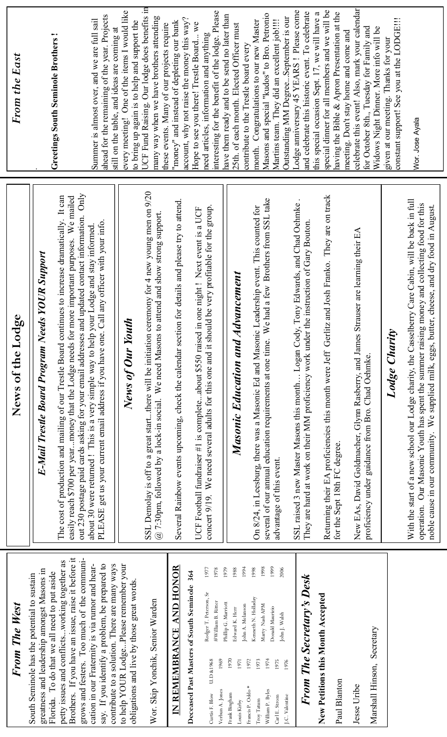## From The West

South Seminole has the potential to sustain greatness and leadership amongst Masons in Florida. To do that we all need to put aside petty issues and conflicts...working together as Brothers. If you have an issue, raise it before it grows and festers. Too much of the communication in our Fraternity is via rumor and hearsay. If you identify a problem, be prepared to contribute to a solution. There are many ways to help YOUR Lodge...Please remember your obligations and live by those great words.

Wor. Skip Yonchik, Senior Warden

## IN REMEMBRANCE AND HONOR

**Deceased Past Masters of South Seminole 364**

| | | | |
|---|---|---|---|
| Curtis F. Blow | U.D.&1968 | Rodger T. Peterson, Sr | 1977 |
| Verban A. Jones | 1969 | #William B. Ritter | 1978 |
| Frank Bingham | 1970 | Phillip G. Marriott | 1979 |
| Louis Kirby | 1971 | Edward K. Herr | 1988 |
| Francis P. Oddo * | 1972 | John A. Melanson | 1994 |
| Troy Tatum | 1973 | Kenneth N. Holladay | 1998 |
| William P. Byles | 1974 | Marty Nash APM | 1998 |
| Carl E. Strom | 1975 | Donald Maurizio | 1999 |
| J.C. Valentine | 1976 | John J. Walsh | 2006 |

## From The Secretary's Desk

**New Petitions this Month Accepted**

Paul Blanton

Jesse Uribe

Marshall Hinson, Secretary

# News of the Lodge

### E-Mail Trestle Board Program Needs YOUR Support

The cost of production and mailing of our Trestle Board continues to increase dramatically. It can easily reach $700 per year...money that the Lodge needs for more important purposes. We mailed out 230 postage paid cards asking for your email addresses and updated contact information. Only about 30 were returned ! This is a very simple way to help your Lodge and stay informed. PLEASE get us your current email address if you have one. Call any officer with your info.

### News of Our Youth

SSL Demolay is off to a great start...there will be initiation ceremony for 4 new young men on 9/20 @ 7:30pm, followed by a lock-in social. We need Masons to attend and show strong support.

Several Rainbow events upcoming, check the calendar section for details and please try to attend.

UCF Football fundraiser #1 is complete...about $550 raised in one night ! Next event is a UCF concert 9/19. We need several adults for this one and it should be very profitable for the group.

### Masonic Education and Advancement

On 8/24, in Leesburg, there was a Masonic Ed and Masonic Leadership event. This counted for several of our annual education requirements at one time. We had a few Brothers from SSL take advantage of this event.

SSL raised 3 new Master Masons this month... Logan Cody, Tony Edwards, and Chad Oehmke . They are hard at work on their MM proficiency work under the instruction of Gary Bouton.

Returning their EA proficiencies this month were Jeff Gerlitz and Josh Franko. They are on track for the Sept 18th FC degree.

New EAs, David Goldmacher, Glymn Rasberry, and James Strauser are learning their EA proficiency under guidance from Bro. Chad Oehmke.

### Lodge Charity

With the start of a new school our Lodge charity, the Casselberry Care Cabin, will be back in full operation. Our Masonic Youth has spent the summer raising money and collecting food for this noble cause in our community. We supplied milk, eggs, butter, cheese, and dry food in August.

## From the East

**Greetings South Seminole Brothers !**

Summer is almost over, and we are full sail ahead for the remaining of the year. Projects still on the table, and ideas are coming at every meeting! One of the items I would like to bring up again is to help and support the UCF Fund Raising. Our lodge does benefits in many way when we have brothers attending these events. Many of our projects require "money" and instead of depleting our bank account, why not raise the money this way? Hope to see you there! Trestle Board... we need articles, information and anything interesting for the benefit of the lodge. Please have them ready and to be send no later than 25th. of each month. Elected Officer must contribute to the Trestle board every month. Congratulations to our new Master Masons and special "kudos" to Bro. Petronio Martins team. They did an excellent job!!!! Outstanding MM Degree...September is our Lodge anniversary 45 YEARS ! Please come and celebrate this historic event. To celebrate this special occasion Sept. 17, we will have a special dinner for all members and we will be having the Bible & Apron Presentation at the meeting. Don't stay home and come and celebrate this event! Also, mark your calendar for October 8th., Tuesday for Family and Widows Night Dinner. More info will be given at our meeting. Thanks for your constant support! See you at the LODGE!!!

Wor. Jose Ayala